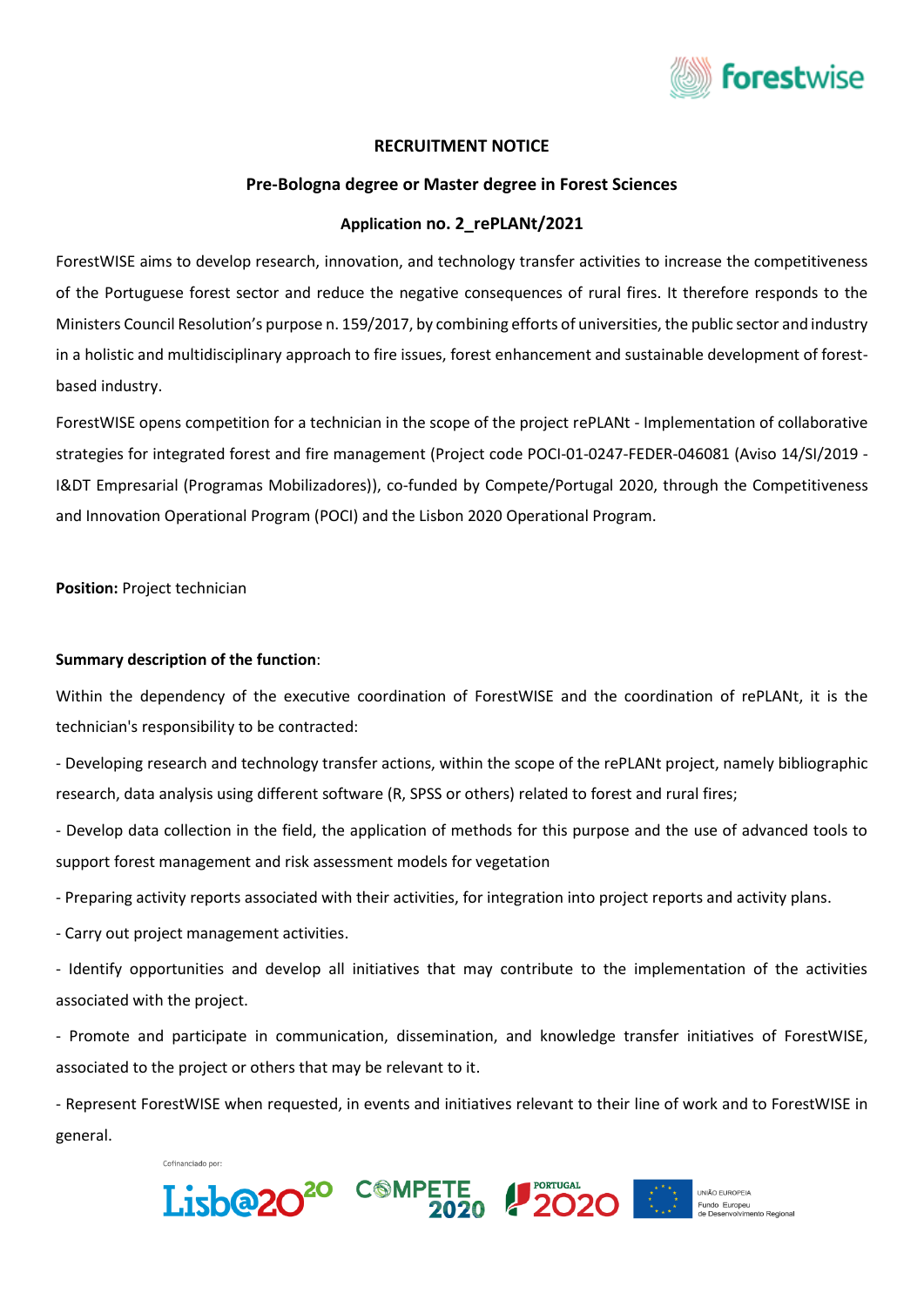**RECRUITMENT NOTICE**

**Pre-Bologna degree or Master degree in Forest Sciences**

**Application no. 2_rePLANt/2021**

ForestWISE aims to develop research, innovation, and technology transfer activities to increase the competitiveness of the Portuguese forest sector and reduce the negative consequences of rural fires. It therefore responds to the Ministers Council Resolution's purpose n. 159/2017, by combining efforts of universities, the public sector and industry in a holistic and multidisciplinary approach to fire issues, forest enhancement and sustainable development of forest-based industry.

ForestWISE opens competition for a technician in the scope of the project rePLANt - Implementation of collaborative strategies for integrated forest and fire management (Project code POCI-01-0247-FEDER-046081 (Aviso 14/SI/2019 - I&DT Empresarial (Programas Mobilizadores)), co-funded by Compete/Portugal 2020, through the Competitiveness and Innovation Operational Program (POCI) and the Lisbon 2020 Operational Program.

**Position:** Project technician

**Summary description of the function**:

Within the dependency of the executive coordination of ForestWISE and the coordination of rePLANt, it is the technician's responsibility to be contracted:

- Developing research and technology transfer actions, within the scope of the rePLANt project, namely bibliographic research, data analysis using different software (R, SPSS or others) related to forest and rural fires;
- Develop data collection in the field, the application of methods for this purpose and the use of advanced tools to support forest management and risk assessment models for vegetation
- Preparing activity reports associated with their activities, for integration into project reports and activity plans.
- Carry out project management activities.
- Identify opportunities and develop all initiatives that may contribute to the implementation of the activities associated with the project.
- Promote and participate in communication, dissemination, and knowledge transfer initiatives of ForestWISE, associated to the project or others that may be relevant to it.
- Represent ForestWISE when requested, in events and initiatives relevant to their line of work and to ForestWISE in general.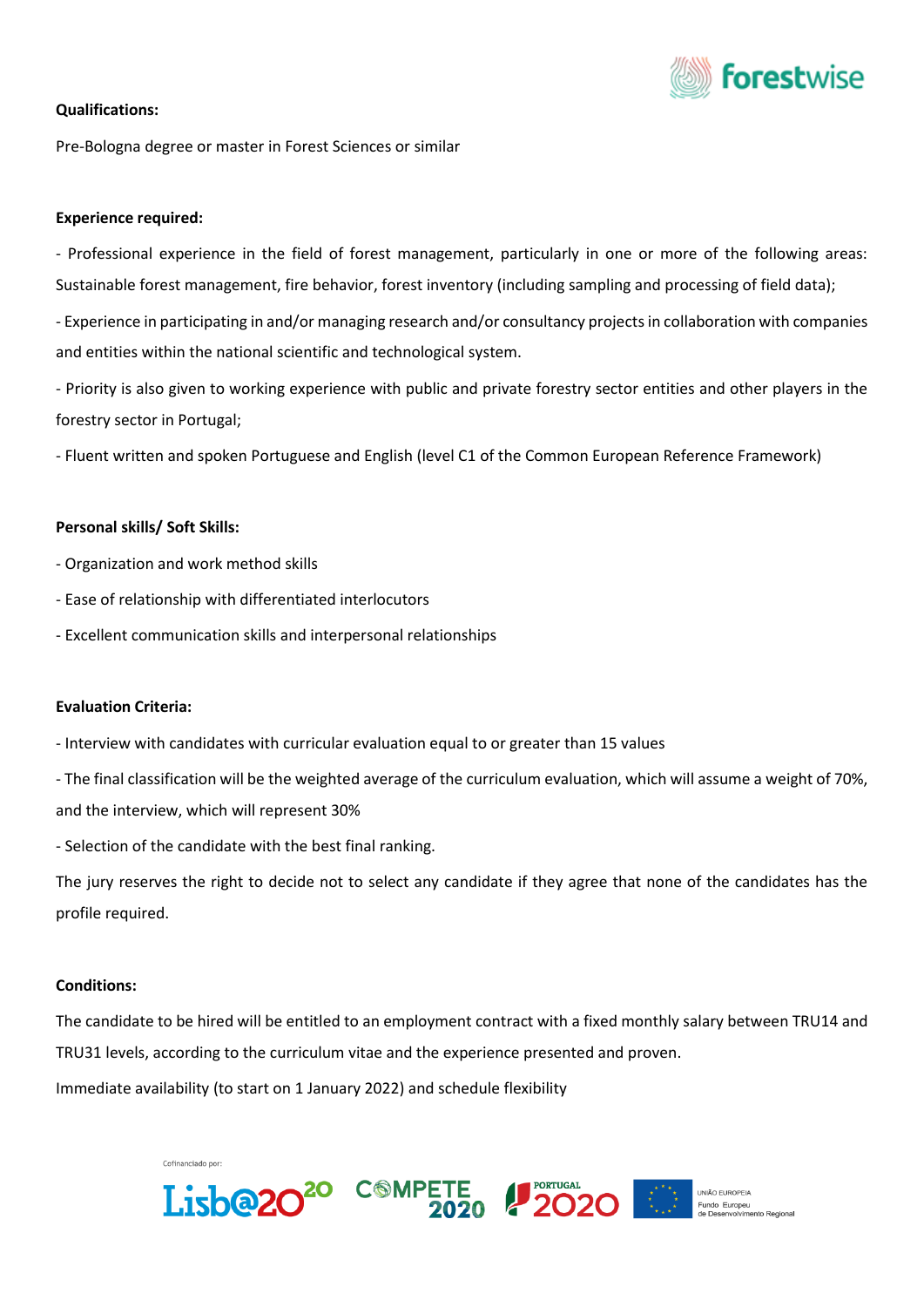**Qualifications:**

Pre-Bologna degree or master in Forest Sciences or similar

**Experience required:**

- Professional experience in the field of forest management, particularly in one or more of the following areas: Sustainable forest management, fire behavior, forest inventory (including sampling and processing of field data);
- Experience in participating in and/or managing research and/or consultancy projects in collaboration with companies and entities within the national scientific and technological system.
- Priority is also given to working experience with public and private forestry sector entities and other players in the forestry sector in Portugal;
- Fluent written and spoken Portuguese and English (level C1 of the Common European Reference Framework)

**Personal skills/ Soft Skills:**

- Organization and work method skills
- Ease of relationship with differentiated interlocutors
- Excellent communication skills and interpersonal relationships

**Evaluation Criteria:**

- Interview with candidates with curricular evaluation equal to or greater than 15 values
- The final classification will be the weighted average of the curriculum evaluation, which will assume a weight of 70%, and the interview, which will represent 30%
- Selection of the candidate with the best final ranking.

The jury reserves the right to decide not to select any candidate if they agree that none of the candidates has the profile required.

**Conditions:**

The candidate to be hired will be entitled to an employment contract with a fixed monthly salary between TRU14 and TRU31 levels, according to the curriculum vitae and the experience presented and proven.

Immediate availability (to start on 1 January 2022) and schedule flexibility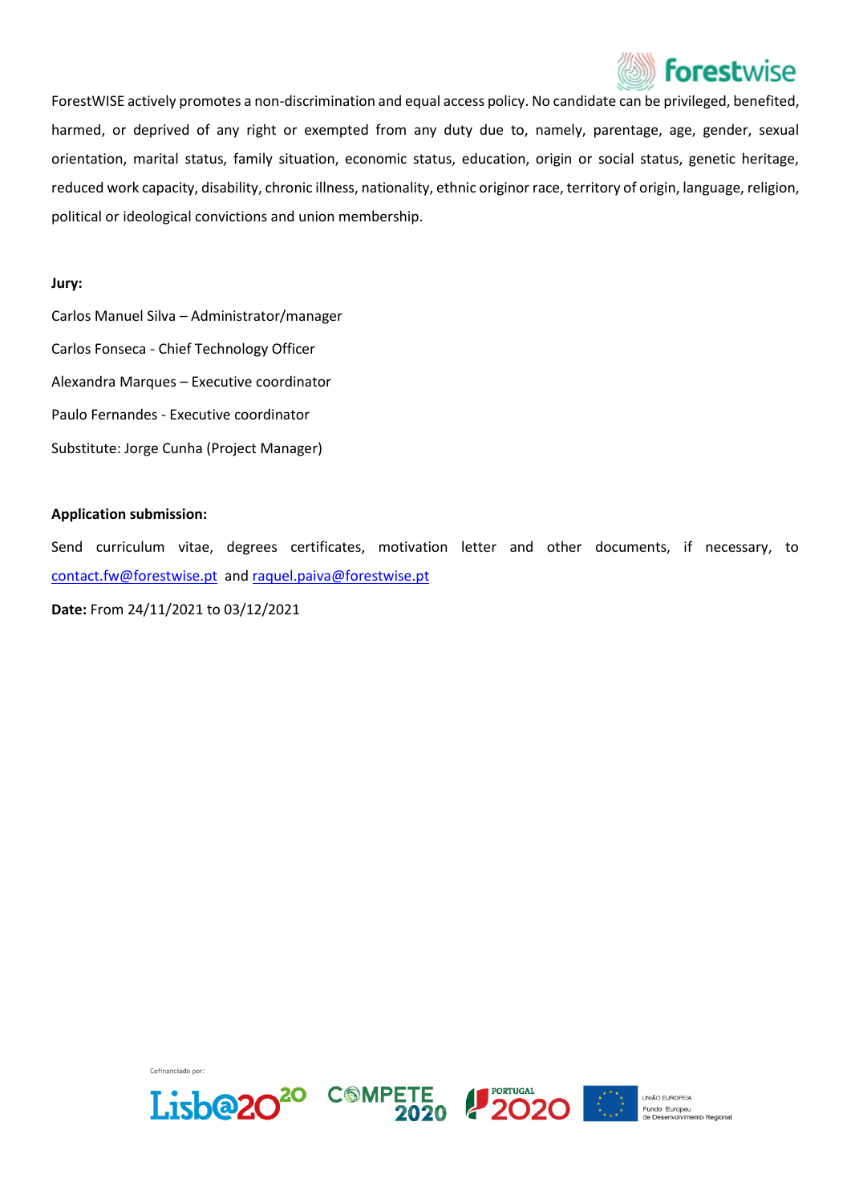ForestWISE actively promotes a non-discrimination and equal access policy. No candidate can be privileged, benefited, harmed, or deprived of any right or exempted from any duty due to, namely, parentage, age, gender, sexual orientation, marital status, family situation, economic status, education, origin or social status, genetic heritage, reduced work capacity, disability, chronic illness, nationality, ethnic originor race, territory of origin, language, religion, political or ideological convictions and union membership.

**Jury:**

Carlos Manuel Silva – Administrator/manager

Carlos Fonseca - Chief Technology Officer

Alexandra Marques – Executive coordinator

Paulo Fernandes - Executive coordinator

Substitute: Jorge Cunha (Project Manager)

**Application submission:**

Send curriculum vitae, degrees certificates, motivation letter and other documents, if necessary, to contact.fw@forestwise.pt and raquel.paiva@forestwise.pt

**Date:** From 24/11/2021 to 03/12/2021

Cofinanciado por:

Lisb@20[20] COMPETE 2020 PORTUGAL 2020 UNIÃO EUROPEIA Fundo Europeu de Desenvolvimento Regional